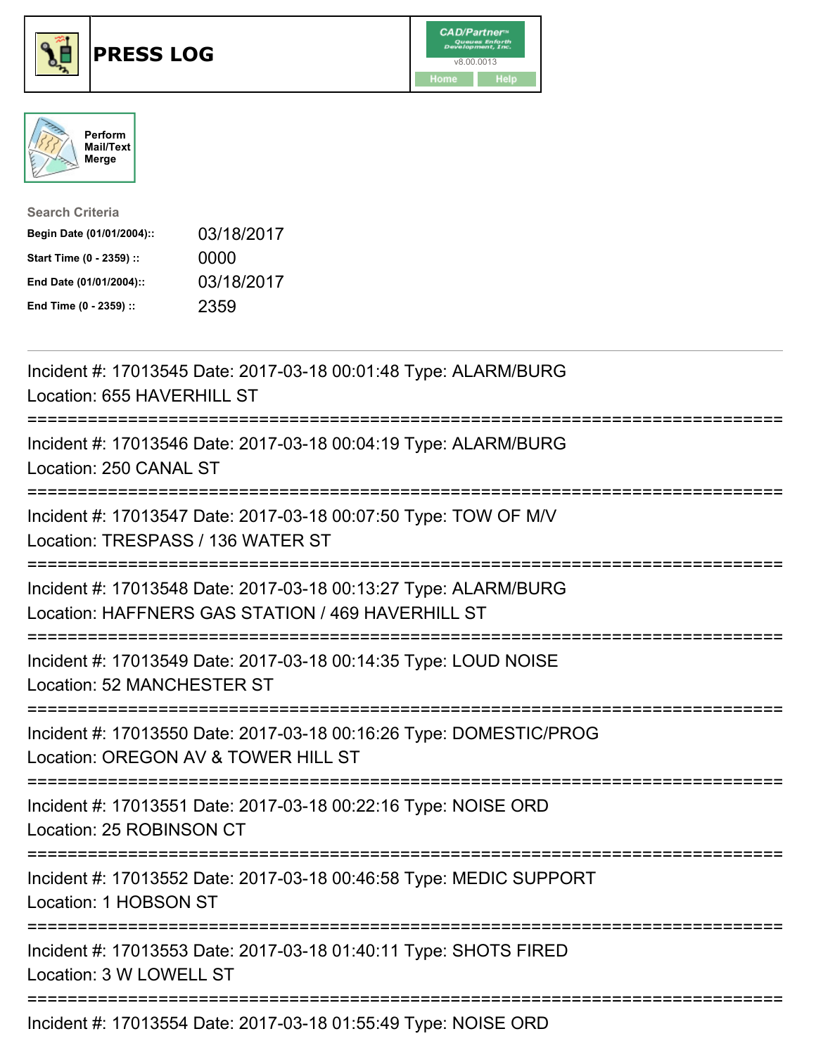# PRESS LOG

Perform Mail/Text Merge

Search Criteria

| | |
|---|---|
| **Begin Date (01/01/2004)::** | 03/18/2017 |
| **Start Time (0 - 2359) ::** | 0000 |
| **End Date (01/01/2004)::** | 03/18/2017 |
| **End Time (0 - 2359) ::** | 2359 |

---

Incident #: 17013545 Date: 2017-03-18 00:01:48 Type: ALARM/BURG
Location: 655 HAVERHILL ST

===========================================================================

Incident #: 17013546 Date: 2017-03-18 00:04:19 Type: ALARM/BURG
Location: 250 CANAL ST

===========================================================================

Incident #: 17013547 Date: 2017-03-18 00:07:50 Type: TOW OF M/V
Location: TRESPASS / 136 WATER ST

===========================================================================

Incident #: 17013548 Date: 2017-03-18 00:13:27 Type: ALARM/BURG
Location: HAFFNERS GAS STATION / 469 HAVERHILL ST

===========================================================================

Incident #: 17013549 Date: 2017-03-18 00:14:35 Type: LOUD NOISE
Location: 52 MANCHESTER ST

===========================================================================

Incident #: 17013550 Date: 2017-03-18 00:16:26 Type: DOMESTIC/PROG
Location: OREGON AV & TOWER HILL ST

===========================================================================

Incident #: 17013551 Date: 2017-03-18 00:22:16 Type: NOISE ORD
Location: 25 ROBINSON CT

===========================================================================

Incident #: 17013552 Date: 2017-03-18 00:46:58 Type: MEDIC SUPPORT
Location: 1 HOBSON ST

===========================================================================

Incident #: 17013553 Date: 2017-03-18 01:40:11 Type: SHOTS FIRED
Location: 3 W LOWELL ST

===========================================================================

Incident #: 17013554 Date: 2017-03-18 01:55:49 Type: NOISE ORD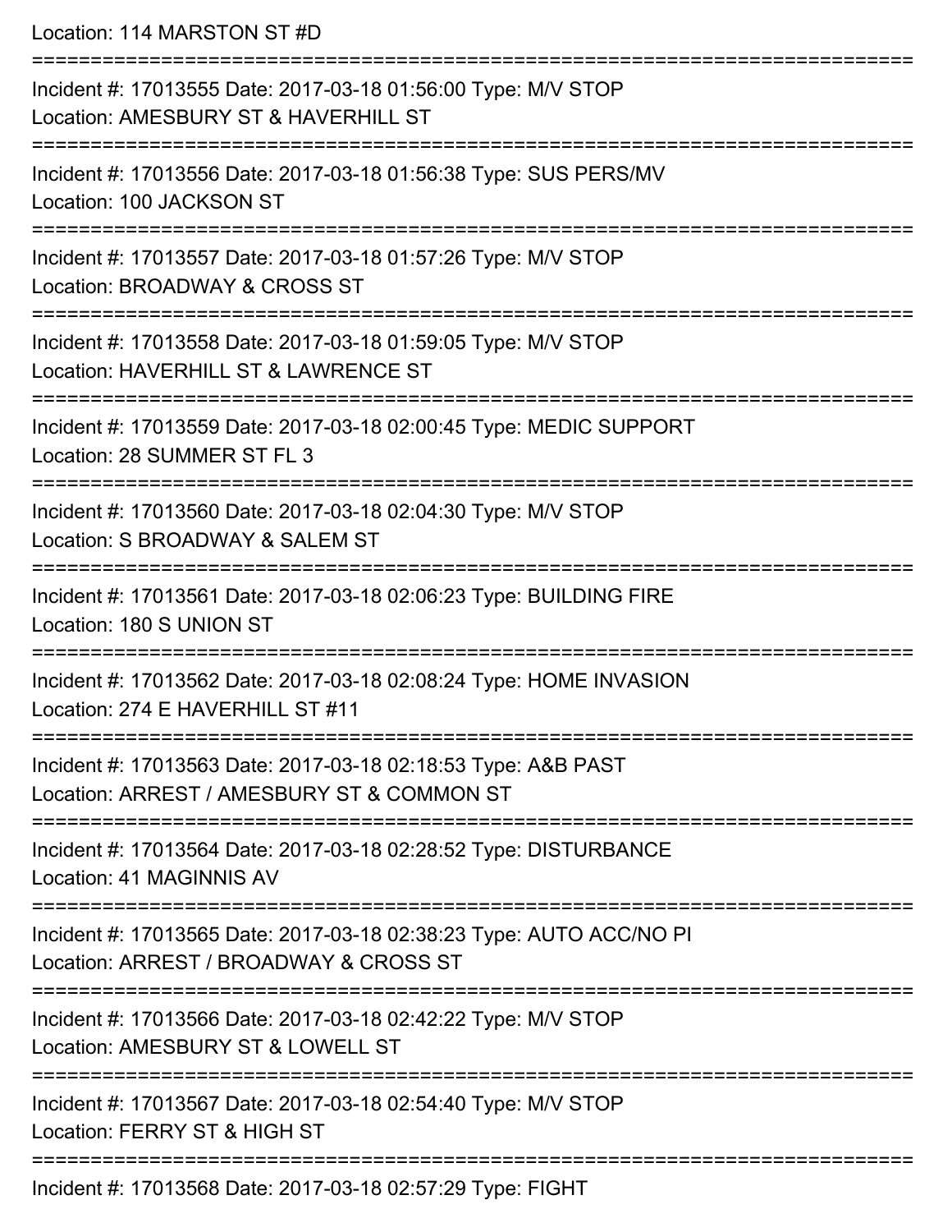Location: 114 MARSTON ST #D

===========================================================================

Incident #: 17013555 Date: 2017-03-18 01:56:00 Type: M/V STOP
Location: AMESBURY ST & HAVERHILL ST

===========================================================================

Incident #: 17013556 Date: 2017-03-18 01:56:38 Type: SUS PERS/MV
Location: 100 JACKSON ST

===========================================================================

Incident #: 17013557 Date: 2017-03-18 01:57:26 Type: M/V STOP
Location: BROADWAY & CROSS ST

===========================================================================

Incident #: 17013558 Date: 2017-03-18 01:59:05 Type: M/V STOP
Location: HAVERHILL ST & LAWRENCE ST

===========================================================================

Incident #: 17013559 Date: 2017-03-18 02:00:45 Type: MEDIC SUPPORT
Location: 28 SUMMER ST FL 3

===========================================================================

Incident #: 17013560 Date: 2017-03-18 02:04:30 Type: M/V STOP
Location: S BROADWAY & SALEM ST

===========================================================================

Incident #: 17013561 Date: 2017-03-18 02:06:23 Type: BUILDING FIRE
Location: 180 S UNION ST

===========================================================================

Incident #: 17013562 Date: 2017-03-18 02:08:24 Type: HOME INVASION
Location: 274 E HAVERHILL ST #11

===========================================================================

Incident #: 17013563 Date: 2017-03-18 02:18:53 Type: A&B PAST
Location: ARREST / AMESBURY ST & COMMON ST

===========================================================================

Incident #: 17013564 Date: 2017-03-18 02:28:52 Type: DISTURBANCE
Location: 41 MAGINNIS AV

===========================================================================

Incident #: 17013565 Date: 2017-03-18 02:38:23 Type: AUTO ACC/NO PI
Location: ARREST / BROADWAY & CROSS ST

===========================================================================

Incident #: 17013566 Date: 2017-03-18 02:42:22 Type: M/V STOP
Location: AMESBURY ST & LOWELL ST

===========================================================================

Incident #: 17013567 Date: 2017-03-18 02:54:40 Type: M/V STOP
Location: FERRY ST & HIGH ST

===========================================================================

Incident #: 17013568 Date: 2017-03-18 02:57:29 Type: FIGHT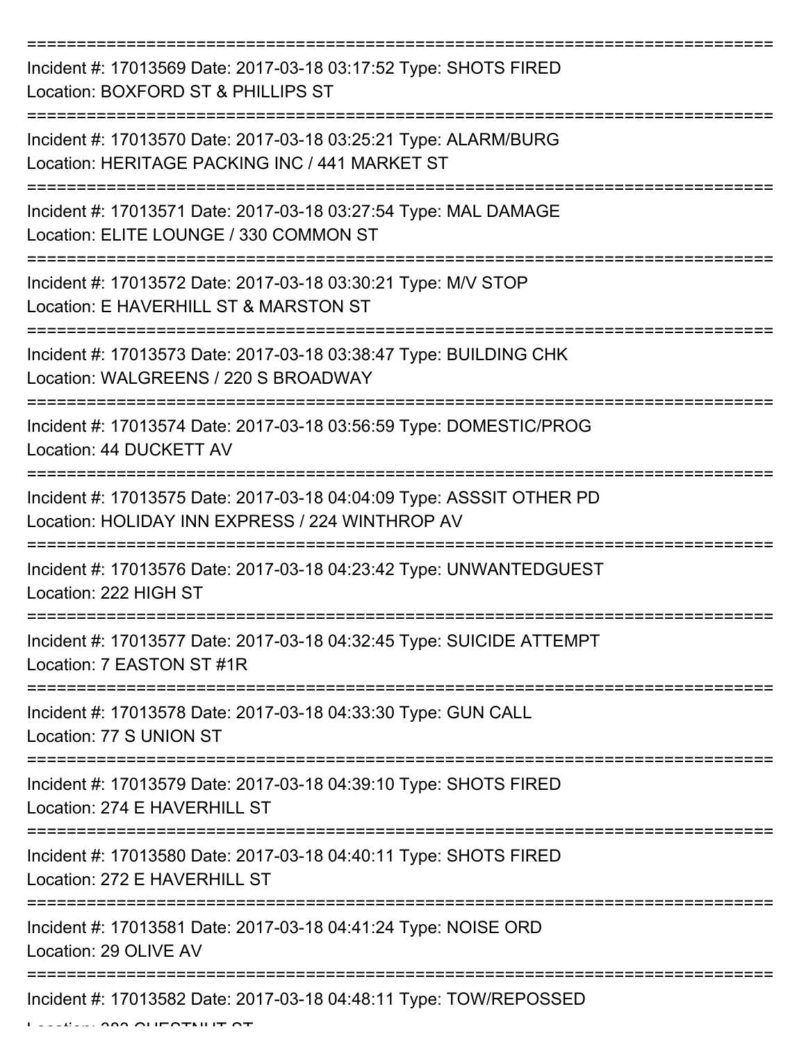===========================================================================

Incident #: 17013569 Date: 2017-03-18 03:17:52 Type: SHOTS FIRED
Location: BOXFORD ST & PHILLIPS ST

===========================================================================

Incident #: 17013570 Date: 2017-03-18 03:25:21 Type: ALARM/BURG
Location: HERITAGE PACKING INC / 441 MARKET ST

===========================================================================

Incident #: 17013571 Date: 2017-03-18 03:27:54 Type: MAL DAMAGE
Location: ELITE LOUNGE / 330 COMMON ST

===========================================================================

Incident #: 17013572 Date: 2017-03-18 03:30:21 Type: M/V STOP
Location: E HAVERHILL ST & MARSTON ST

===========================================================================

Incident #: 17013573 Date: 2017-03-18 03:38:47 Type: BUILDING CHK
Location: WALGREENS / 220 S BROADWAY

===========================================================================

Incident #: 17013574 Date: 2017-03-18 03:56:59 Type: DOMESTIC/PROG
Location: 44 DUCKETT AV

===========================================================================

Incident #: 17013575 Date: 2017-03-18 04:04:09 Type: ASSSIT OTHER PD
Location: HOLIDAY INN EXPRESS / 224 WINTHROP AV

===========================================================================

Incident #: 17013576 Date: 2017-03-18 04:23:42 Type: UNWANTEDGUEST
Location: 222 HIGH ST

===========================================================================

Incident #: 17013577 Date: 2017-03-18 04:32:45 Type: SUICIDE ATTEMPT
Location: 7 EASTON ST #1R

===========================================================================

Incident #: 17013578 Date: 2017-03-18 04:33:30 Type: GUN CALL
Location: 77 S UNION ST

===========================================================================

Incident #: 17013579 Date: 2017-03-18 04:39:10 Type: SHOTS FIRED
Location: 274 E HAVERHILL ST

===========================================================================

Incident #: 17013580 Date: 2017-03-18 04:40:11 Type: SHOTS FIRED
Location: 272 E HAVERHILL ST

===========================================================================

Incident #: 17013581 Date: 2017-03-18 04:41:24 Type: NOISE ORD
Location: 29 OLIVE AV

===========================================================================

Incident #: 17013582 Date: 2017-03-18 04:48:11 Type: TOW/REPOSSED
Location: 282 CHESTNUT ST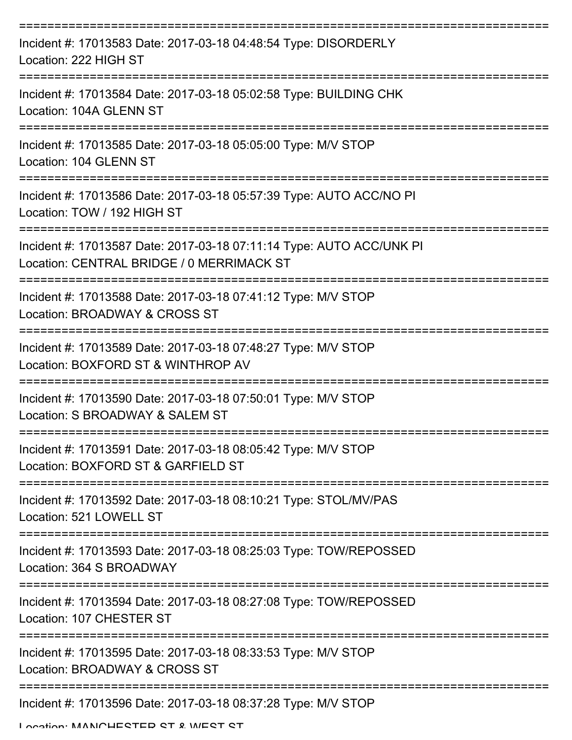===========================================================================

Incident #: 17013583 Date: 2017-03-18 04:48:54 Type: DISORDERLY

Location: 222 HIGH ST

===========================================================================

Incident #: 17013584 Date: 2017-03-18 05:02:58 Type: BUILDING CHK

Location: 104A GLENN ST

===========================================================================

Incident #: 17013585 Date: 2017-03-18 05:05:00 Type: M/V STOP

Location: 104 GLENN ST

===========================================================================

Incident #: 17013586 Date: 2017-03-18 05:57:39 Type: AUTO ACC/NO PI

Location: TOW / 192 HIGH ST

===========================================================================

Incident #: 17013587 Date: 2017-03-18 07:11:14 Type: AUTO ACC/UNK PI

Location: CENTRAL BRIDGE / 0 MERRIMACK ST

===========================================================================

Incident #: 17013588 Date: 2017-03-18 07:41:12 Type: M/V STOP

Location: BROADWAY & CROSS ST

===========================================================================

Incident #: 17013589 Date: 2017-03-18 07:48:27 Type: M/V STOP

Location: BOXFORD ST & WINTHROP AV

===========================================================================

Incident #: 17013590 Date: 2017-03-18 07:50:01 Type: M/V STOP

Location: S BROADWAY & SALEM ST

===========================================================================

Incident #: 17013591 Date: 2017-03-18 08:05:42 Type: M/V STOP

Location: BOXFORD ST & GARFIELD ST

===========================================================================

Incident #: 17013592 Date: 2017-03-18 08:10:21 Type: STOL/MV/PAS

Location: 521 LOWELL ST

===========================================================================

Incident #: 17013593 Date: 2017-03-18 08:25:03 Type: TOW/REPOSSED

Location: 364 S BROADWAY

===========================================================================

Incident #: 17013594 Date: 2017-03-18 08:27:08 Type: TOW/REPOSSED

Location: 107 CHESTER ST

===========================================================================

Incident #: 17013595 Date: 2017-03-18 08:33:53 Type: M/V STOP

Location: BROADWAY & CROSS ST

===========================================================================

Incident #: 17013596 Date: 2017-03-18 08:37:28 Type: M/V STOP

Location: MANCHESTER ST & WEST ST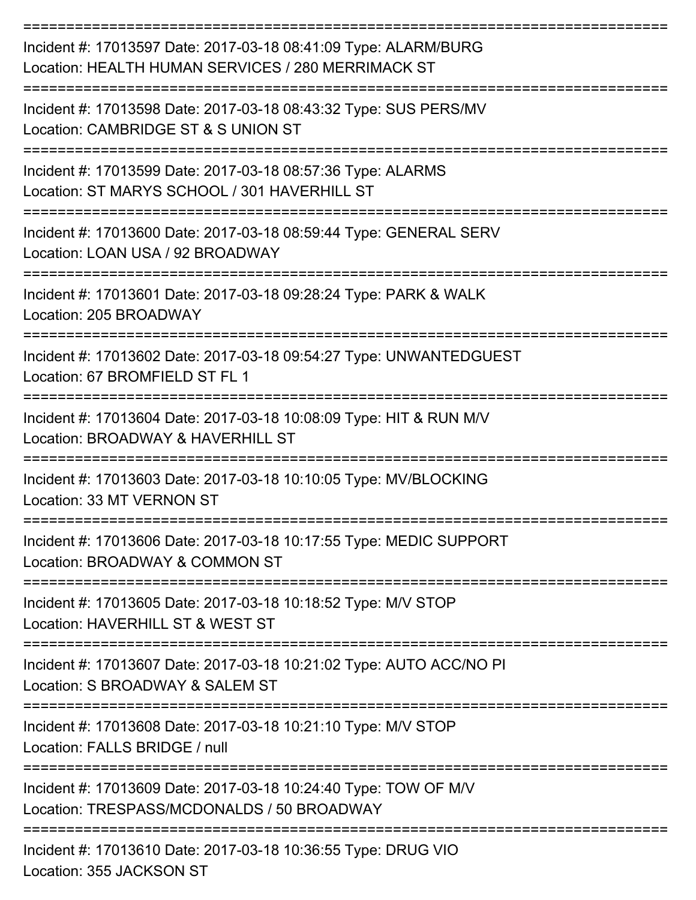===========================================================================
Incident #: 17013597 Date: 2017-03-18 08:41:09 Type: ALARM/BURG
Location: HEALTH HUMAN SERVICES / 280 MERRIMACK ST
===========================================================================
Incident #: 17013598 Date: 2017-03-18 08:43:32 Type: SUS PERS/MV
Location: CAMBRIDGE ST & S UNION ST
===========================================================================
Incident #: 17013599 Date: 2017-03-18 08:57:36 Type: ALARMS
Location: ST MARYS SCHOOL / 301 HAVERHILL ST
===========================================================================
Incident #: 17013600 Date: 2017-03-18 08:59:44 Type: GENERAL SERV
Location: LOAN USA / 92 BROADWAY
===========================================================================
Incident #: 17013601 Date: 2017-03-18 09:28:24 Type: PARK & WALK
Location: 205 BROADWAY
===========================================================================
Incident #: 17013602 Date: 2017-03-18 09:54:27 Type: UNWANTEDGUEST
Location: 67 BROMFIELD ST FL 1
===========================================================================
Incident #: 17013604 Date: 2017-03-18 10:08:09 Type: HIT & RUN M/V
Location: BROADWAY & HAVERHILL ST
===========================================================================
Incident #: 17013603 Date: 2017-03-18 10:10:05 Type: MV/BLOCKING
Location: 33 MT VERNON ST
===========================================================================
Incident #: 17013606 Date: 2017-03-18 10:17:55 Type: MEDIC SUPPORT
Location: BROADWAY & COMMON ST
===========================================================================
Incident #: 17013605 Date: 2017-03-18 10:18:52 Type: M/V STOP
Location: HAVERHILL ST & WEST ST
===========================================================================
Incident #: 17013607 Date: 2017-03-18 10:21:02 Type: AUTO ACC/NO PI
Location: S BROADWAY & SALEM ST
===========================================================================
Incident #: 17013608 Date: 2017-03-18 10:21:10 Type: M/V STOP
Location: FALLS BRIDGE / null
===========================================================================
Incident #: 17013609 Date: 2017-03-18 10:24:40 Type: TOW OF M/V
Location: TRESPASS/MCDONALDS / 50 BROADWAY
===========================================================================
Incident #: 17013610 Date: 2017-03-18 10:36:55 Type: DRUG VIO
Location: 355 JACKSON ST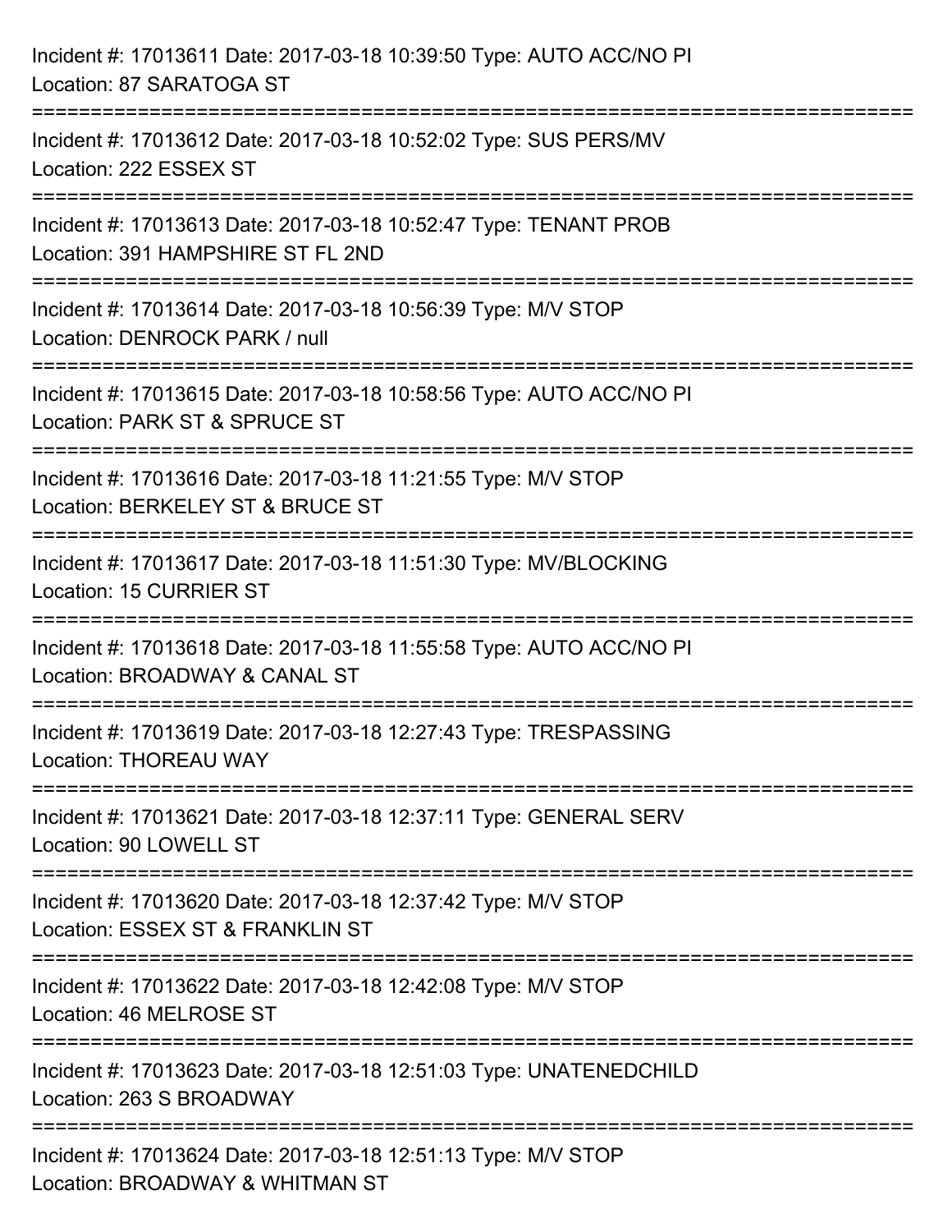Incident #: 17013611 Date: 2017-03-18 10:39:50 Type: AUTO ACC/NO PI
Location: 87 SARATOGA ST

===========================================================================

Incident #: 17013612 Date: 2017-03-18 10:52:02 Type: SUS PERS/MV
Location: 222 ESSEX ST

===========================================================================

Incident #: 17013613 Date: 2017-03-18 10:52:47 Type: TENANT PROB
Location: 391 HAMPSHIRE ST FL 2ND

===========================================================================

Incident #: 17013614 Date: 2017-03-18 10:56:39 Type: M/V STOP
Location: DENROCK PARK / null

===========================================================================

Incident #: 17013615 Date: 2017-03-18 10:58:56 Type: AUTO ACC/NO PI
Location: PARK ST & SPRUCE ST

===========================================================================

Incident #: 17013616 Date: 2017-03-18 11:21:55 Type: M/V STOP
Location: BERKELEY ST & BRUCE ST

===========================================================================

Incident #: 17013617 Date: 2017-03-18 11:51:30 Type: MV/BLOCKING
Location: 15 CURRIER ST

===========================================================================

Incident #: 17013618 Date: 2017-03-18 11:55:58 Type: AUTO ACC/NO PI
Location: BROADWAY & CANAL ST

===========================================================================

Incident #: 17013619 Date: 2017-03-18 12:27:43 Type: TRESPASSING
Location: THOREAU WAY

===========================================================================

Incident #: 17013621 Date: 2017-03-18 12:37:11 Type: GENERAL SERV
Location: 90 LOWELL ST

===========================================================================

Incident #: 17013620 Date: 2017-03-18 12:37:42 Type: M/V STOP
Location: ESSEX ST & FRANKLIN ST

===========================================================================

Incident #: 17013622 Date: 2017-03-18 12:42:08 Type: M/V STOP
Location: 46 MELROSE ST

===========================================================================

Incident #: 17013623 Date: 2017-03-18 12:51:03 Type: UNATENEDCHILD
Location: 263 S BROADWAY

===========================================================================

Incident #: 17013624 Date: 2017-03-18 12:51:13 Type: M/V STOP
Location: BROADWAY & WHITMAN ST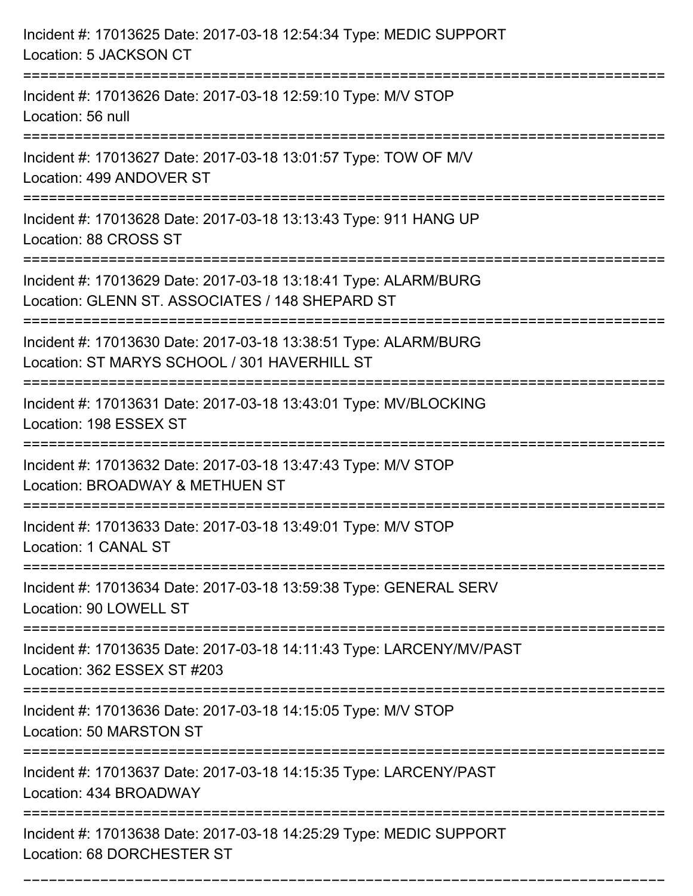Incident #: 17013625 Date: 2017-03-18 12:54:34 Type: MEDIC SUPPORT
Location: 5 JACKSON CT

===========================================================================

Incident #: 17013626 Date: 2017-03-18 12:59:10 Type: M/V STOP
Location: 56 null

===========================================================================

Incident #: 17013627 Date: 2017-03-18 13:01:57 Type: TOW OF M/V
Location: 499 ANDOVER ST

===========================================================================

Incident #: 17013628 Date: 2017-03-18 13:13:43 Type: 911 HANG UP
Location: 88 CROSS ST

===========================================================================

Incident #: 17013629 Date: 2017-03-18 13:18:41 Type: ALARM/BURG
Location: GLENN ST. ASSOCIATES / 148 SHEPARD ST

===========================================================================

Incident #: 17013630 Date: 2017-03-18 13:38:51 Type: ALARM/BURG
Location: ST MARYS SCHOOL / 301 HAVERHILL ST

===========================================================================

Incident #: 17013631 Date: 2017-03-18 13:43:01 Type: MV/BLOCKING
Location: 198 ESSEX ST

===========================================================================

Incident #: 17013632 Date: 2017-03-18 13:47:43 Type: M/V STOP
Location: BROADWAY & METHUEN ST

===========================================================================

Incident #: 17013633 Date: 2017-03-18 13:49:01 Type: M/V STOP
Location: 1 CANAL ST

===========================================================================

Incident #: 17013634 Date: 2017-03-18 13:59:38 Type: GENERAL SERV
Location: 90 LOWELL ST

===========================================================================

Incident #: 17013635 Date: 2017-03-18 14:11:43 Type: LARCENY/MV/PAST
Location: 362 ESSEX ST #203

===========================================================================

Incident #: 17013636 Date: 2017-03-18 14:15:05 Type: M/V STOP
Location: 50 MARSTON ST

===========================================================================

Incident #: 17013637 Date: 2017-03-18 14:15:35 Type: LARCENY/PAST
Location: 434 BROADWAY

===========================================================================

Incident #: 17013638 Date: 2017-03-18 14:25:29 Type: MEDIC SUPPORT
Location: 68 DORCHESTER ST

===========================================================================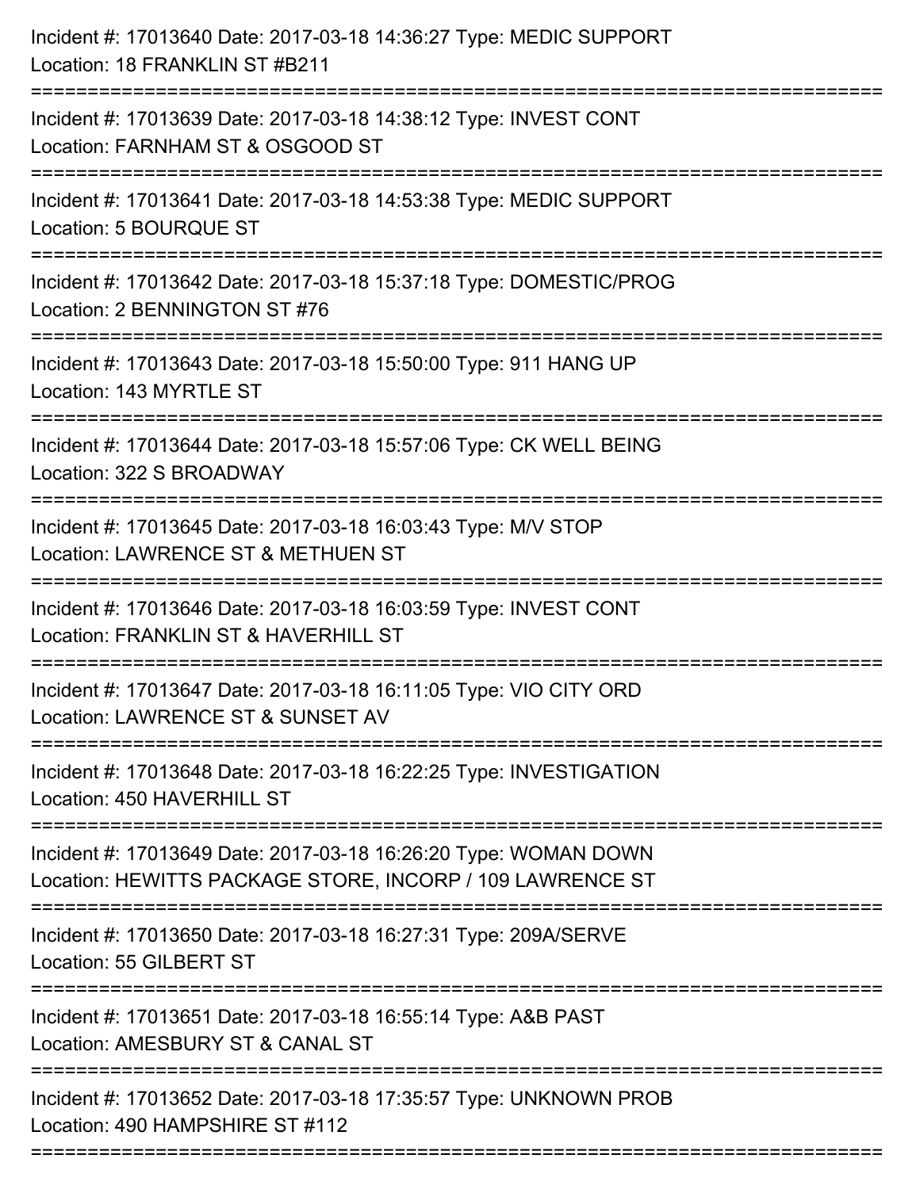Incident #: 17013640 Date: 2017-03-18 14:36:27 Type: MEDIC SUPPORT
Location: 18 FRANKLIN ST #B211

===========================================================================

Incident #: 17013639 Date: 2017-03-18 14:38:12 Type: INVEST CONT
Location: FARNHAM ST & OSGOOD ST

===========================================================================

Incident #: 17013641 Date: 2017-03-18 14:53:38 Type: MEDIC SUPPORT
Location: 5 BOURQUE ST

===========================================================================

Incident #: 17013642 Date: 2017-03-18 15:37:18 Type: DOMESTIC/PROG
Location: 2 BENNINGTON ST #76

===========================================================================

Incident #: 17013643 Date: 2017-03-18 15:50:00 Type: 911 HANG UP
Location: 143 MYRTLE ST

===========================================================================

Incident #: 17013644 Date: 2017-03-18 15:57:06 Type: CK WELL BEING
Location: 322 S BROADWAY

===========================================================================

Incident #: 17013645 Date: 2017-03-18 16:03:43 Type: M/V STOP
Location: LAWRENCE ST & METHUEN ST

===========================================================================

Incident #: 17013646 Date: 2017-03-18 16:03:59 Type: INVEST CONT
Location: FRANKLIN ST & HAVERHILL ST

===========================================================================

Incident #: 17013647 Date: 2017-03-18 16:11:05 Type: VIO CITY ORD
Location: LAWRENCE ST & SUNSET AV

===========================================================================

Incident #: 17013648 Date: 2017-03-18 16:22:25 Type: INVESTIGATION
Location: 450 HAVERHILL ST

===========================================================================

Incident #: 17013649 Date: 2017-03-18 16:26:20 Type: WOMAN DOWN
Location: HEWITTS PACKAGE STORE, INCORP / 109 LAWRENCE ST

===========================================================================

Incident #: 17013650 Date: 2017-03-18 16:27:31 Type: 209A/SERVE
Location: 55 GILBERT ST

===========================================================================

Incident #: 17013651 Date: 2017-03-18 16:55:14 Type: A&B PAST
Location: AMESBURY ST & CANAL ST

===========================================================================

Incident #: 17013652 Date: 2017-03-18 17:35:57 Type: UNKNOWN PROB
Location: 490 HAMPSHIRE ST #112

===========================================================================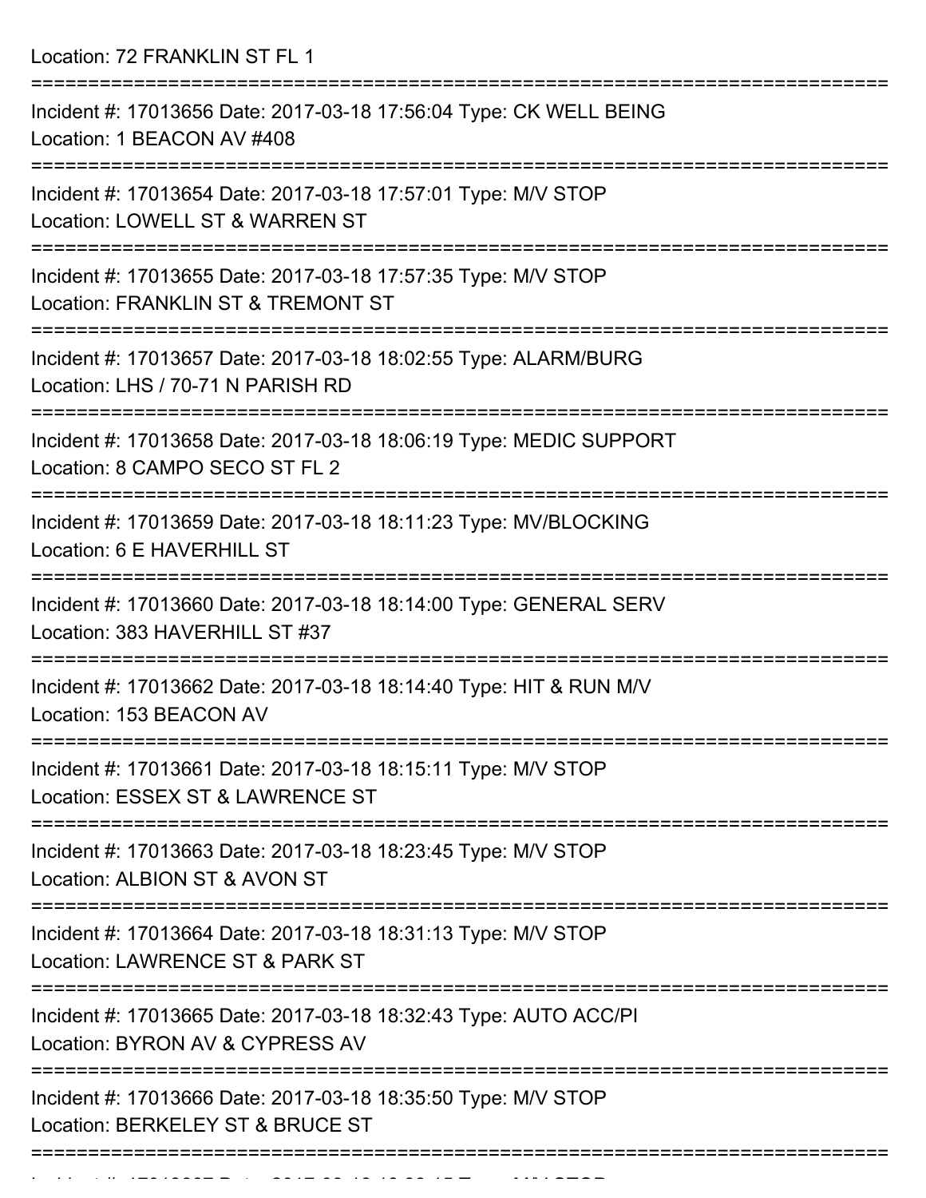Location: 72 FRANKLIN ST FL 1

===========================================================================

Incident #: 17013656 Date: 2017-03-18 17:56:04 Type: CK WELL BEING
Location: 1 BEACON AV #408

===========================================================================

Incident #: 17013654 Date: 2017-03-18 17:57:01 Type: M/V STOP
Location: LOWELL ST & WARREN ST

===========================================================================

Incident #: 17013655 Date: 2017-03-18 17:57:35 Type: M/V STOP
Location: FRANKLIN ST & TREMONT ST

===========================================================================

Incident #: 17013657 Date: 2017-03-18 18:02:55 Type: ALARM/BURG
Location: LHS / 70-71 N PARISH RD

===========================================================================

Incident #: 17013658 Date: 2017-03-18 18:06:19 Type: MEDIC SUPPORT
Location: 8 CAMPO SECO ST FL 2

===========================================================================

Incident #: 17013659 Date: 2017-03-18 18:11:23 Type: MV/BLOCKING
Location: 6 E HAVERHILL ST

===========================================================================

Incident #: 17013660 Date: 2017-03-18 18:14:00 Type: GENERAL SERV
Location: 383 HAVERHILL ST #37

===========================================================================

Incident #: 17013662 Date: 2017-03-18 18:14:40 Type: HIT & RUN M/V
Location: 153 BEACON AV

===========================================================================

Incident #: 17013661 Date: 2017-03-18 18:15:11 Type: M/V STOP
Location: ESSEX ST & LAWRENCE ST

===========================================================================

Incident #: 17013663 Date: 2017-03-18 18:23:45 Type: M/V STOP
Location: ALBION ST & AVON ST

===========================================================================

Incident #: 17013664 Date: 2017-03-18 18:31:13 Type: M/V STOP
Location: LAWRENCE ST & PARK ST

===========================================================================

Incident #: 17013665 Date: 2017-03-18 18:32:43 Type: AUTO ACC/PI
Location: BYRON AV & CYPRESS AV

===========================================================================

Incident #: 17013666 Date: 2017-03-18 18:35:50 Type: M/V STOP
Location: BERKELEY ST & BRUCE ST

===========================================================================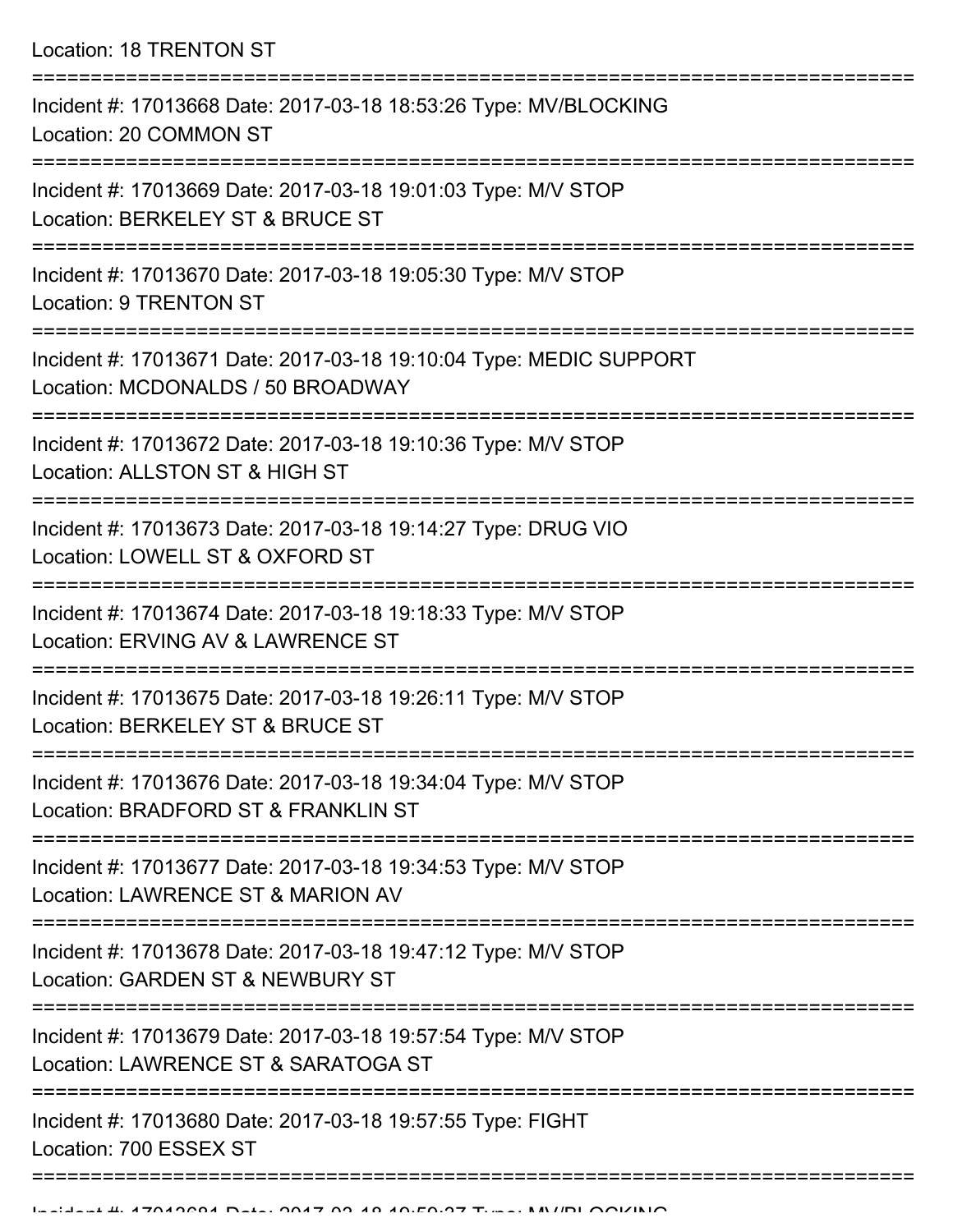Location: 18 TRENTON ST

===========================================================================

Incident #: 17013668 Date: 2017-03-18 18:53:26 Type: MV/BLOCKING
Location: 20 COMMON ST

===========================================================================

Incident #: 17013669 Date: 2017-03-18 19:01:03 Type: M/V STOP
Location: BERKELEY ST & BRUCE ST

===========================================================================

Incident #: 17013670 Date: 2017-03-18 19:05:30 Type: M/V STOP
Location: 9 TRENTON ST

===========================================================================

Incident #: 17013671 Date: 2017-03-18 19:10:04 Type: MEDIC SUPPORT
Location: MCDONALDS / 50 BROADWAY

===========================================================================

Incident #: 17013672 Date: 2017-03-18 19:10:36 Type: M/V STOP
Location: ALLSTON ST & HIGH ST

===========================================================================

Incident #: 17013673 Date: 2017-03-18 19:14:27 Type: DRUG VIO
Location: LOWELL ST & OXFORD ST

===========================================================================

Incident #: 17013674 Date: 2017-03-18 19:18:33 Type: M/V STOP
Location: ERVING AV & LAWRENCE ST

===========================================================================

Incident #: 17013675 Date: 2017-03-18 19:26:11 Type: M/V STOP
Location: BERKELEY ST & BRUCE ST

===========================================================================

Incident #: 17013676 Date: 2017-03-18 19:34:04 Type: M/V STOP
Location: BRADFORD ST & FRANKLIN ST

===========================================================================

Incident #: 17013677 Date: 2017-03-18 19:34:53 Type: M/V STOP
Location: LAWRENCE ST & MARION AV

===========================================================================

Incident #: 17013678 Date: 2017-03-18 19:47:12 Type: M/V STOP
Location: GARDEN ST & NEWBURY ST

===========================================================================

Incident #: 17013679 Date: 2017-03-18 19:57:54 Type: M/V STOP
Location: LAWRENCE ST & SARATOGA ST

===========================================================================

Incident #: 17013680 Date: 2017-03-18 19:57:55 Type: FIGHT
Location: 700 ESSEX ST

===========================================================================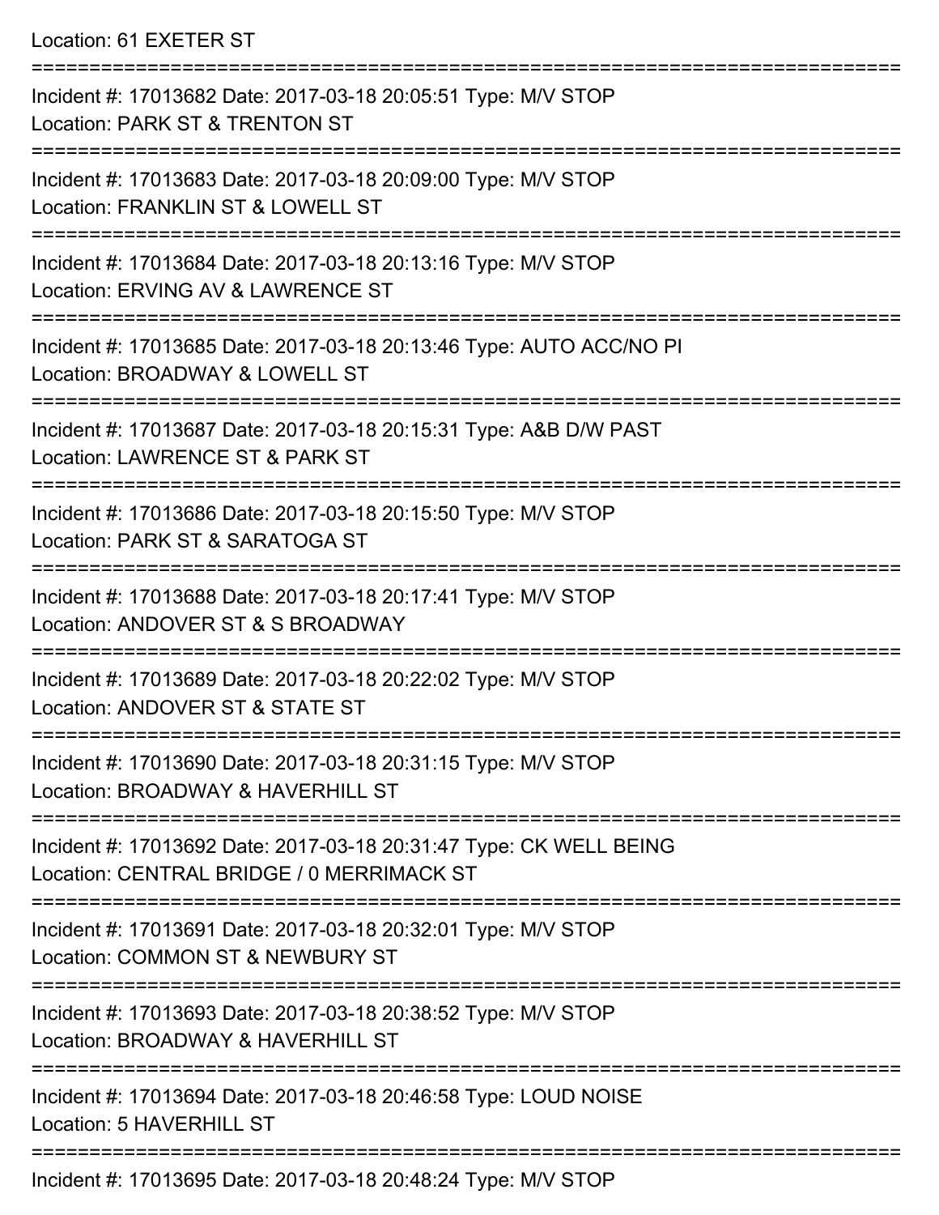Location: 61 EXETER ST

===========================================================================

Incident #: 17013682 Date: 2017-03-18 20:05:51 Type: M/V STOP
Location: PARK ST & TRENTON ST

===========================================================================

Incident #: 17013683 Date: 2017-03-18 20:09:00 Type: M/V STOP
Location: FRANKLIN ST & LOWELL ST

===========================================================================

Incident #: 17013684 Date: 2017-03-18 20:13:16 Type: M/V STOP
Location: ERVING AV & LAWRENCE ST

===========================================================================

Incident #: 17013685 Date: 2017-03-18 20:13:46 Type: AUTO ACC/NO PI
Location: BROADWAY & LOWELL ST

===========================================================================

Incident #: 17013687 Date: 2017-03-18 20:15:31 Type: A&B D/W PAST
Location: LAWRENCE ST & PARK ST

===========================================================================

Incident #: 17013686 Date: 2017-03-18 20:15:50 Type: M/V STOP
Location: PARK ST & SARATOGA ST

===========================================================================

Incident #: 17013688 Date: 2017-03-18 20:17:41 Type: M/V STOP
Location: ANDOVER ST & S BROADWAY

===========================================================================

Incident #: 17013689 Date: 2017-03-18 20:22:02 Type: M/V STOP
Location: ANDOVER ST & STATE ST

===========================================================================

Incident #: 17013690 Date: 2017-03-18 20:31:15 Type: M/V STOP
Location: BROADWAY & HAVERHILL ST

===========================================================================

Incident #: 17013692 Date: 2017-03-18 20:31:47 Type: CK WELL BEING
Location: CENTRAL BRIDGE / 0 MERRIMACK ST

===========================================================================

Incident #: 17013691 Date: 2017-03-18 20:32:01 Type: M/V STOP
Location: COMMON ST & NEWBURY ST

===========================================================================

Incident #: 17013693 Date: 2017-03-18 20:38:52 Type: M/V STOP
Location: BROADWAY & HAVERHILL ST

===========================================================================

Incident #: 17013694 Date: 2017-03-18 20:46:58 Type: LOUD NOISE
Location: 5 HAVERHILL ST

===========================================================================

Incident #: 17013695 Date: 2017-03-18 20:48:24 Type: M/V STOP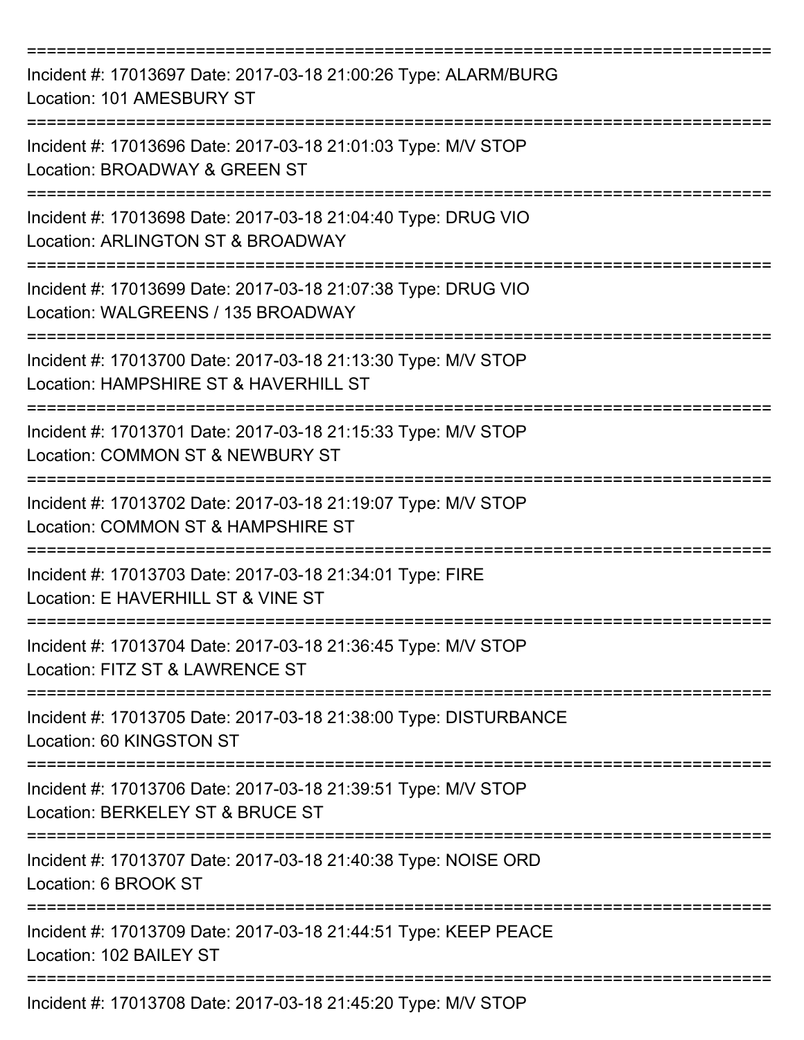===========================================================================

Incident #: 17013697 Date: 2017-03-18 21:00:26 Type: ALARM/BURG
Location: 101 AMESBURY ST

===========================================================================

Incident #: 17013696 Date: 2017-03-18 21:01:03 Type: M/V STOP
Location: BROADWAY & GREEN ST

===========================================================================

Incident #: 17013698 Date: 2017-03-18 21:04:40 Type: DRUG VIO
Location: ARLINGTON ST & BROADWAY

===========================================================================

Incident #: 17013699 Date: 2017-03-18 21:07:38 Type: DRUG VIO
Location: WALGREENS / 135 BROADWAY

===========================================================================

Incident #: 17013700 Date: 2017-03-18 21:13:30 Type: M/V STOP
Location: HAMPSHIRE ST & HAVERHILL ST

===========================================================================

Incident #: 17013701 Date: 2017-03-18 21:15:33 Type: M/V STOP
Location: COMMON ST & NEWBURY ST

===========================================================================

Incident #: 17013702 Date: 2017-03-18 21:19:07 Type: M/V STOP
Location: COMMON ST & HAMPSHIRE ST

===========================================================================

Incident #: 17013703 Date: 2017-03-18 21:34:01 Type: FIRE
Location: E HAVERHILL ST & VINE ST

===========================================================================

Incident #: 17013704 Date: 2017-03-18 21:36:45 Type: M/V STOP
Location: FITZ ST & LAWRENCE ST

===========================================================================

Incident #: 17013705 Date: 2017-03-18 21:38:00 Type: DISTURBANCE
Location: 60 KINGSTON ST

===========================================================================

Incident #: 17013706 Date: 2017-03-18 21:39:51 Type: M/V STOP
Location: BERKELEY ST & BRUCE ST

===========================================================================

Incident #: 17013707 Date: 2017-03-18 21:40:38 Type: NOISE ORD
Location: 6 BROOK ST

===========================================================================

Incident #: 17013709 Date: 2017-03-18 21:44:51 Type: KEEP PEACE
Location: 102 BAILEY ST

===========================================================================

Incident #: 17013708 Date: 2017-03-18 21:45:20 Type: M/V STOP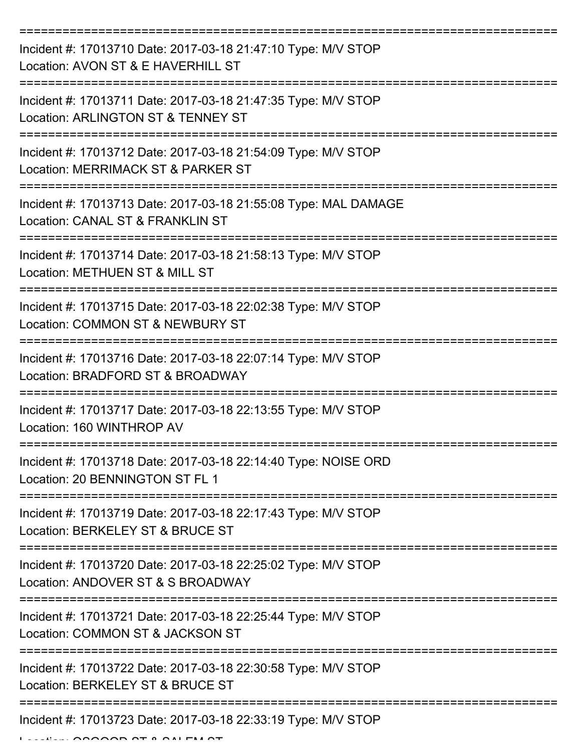===========================================================================

Incident #: 17013710 Date: 2017-03-18 21:47:10 Type: M/V STOP

Location: AVON ST & E HAVERHILL ST

===========================================================================

Incident #: 17013711 Date: 2017-03-18 21:47:35 Type: M/V STOP

Location: ARLINGTON ST & TENNEY ST

===========================================================================

Incident #: 17013712 Date: 2017-03-18 21:54:09 Type: M/V STOP

Location: MERRIMACK ST & PARKER ST

===========================================================================

Incident #: 17013713 Date: 2017-03-18 21:55:08 Type: MAL DAMAGE

Location: CANAL ST & FRANKLIN ST

===========================================================================

Incident #: 17013714 Date: 2017-03-18 21:58:13 Type: M/V STOP

Location: METHUEN ST & MILL ST

===========================================================================

Incident #: 17013715 Date: 2017-03-18 22:02:38 Type: M/V STOP

Location: COMMON ST & NEWBURY ST

===========================================================================

Incident #: 17013716 Date: 2017-03-18 22:07:14 Type: M/V STOP

Location: BRADFORD ST & BROADWAY

===========================================================================

Incident #: 17013717 Date: 2017-03-18 22:13:55 Type: M/V STOP

Location: 160 WINTHROP AV

===========================================================================

Incident #: 17013718 Date: 2017-03-18 22:14:40 Type: NOISE ORD

Location: 20 BENNINGTON ST FL 1

===========================================================================

Incident #: 17013719 Date: 2017-03-18 22:17:43 Type: M/V STOP

Location: BERKELEY ST & BRUCE ST

===========================================================================

Incident #: 17013720 Date: 2017-03-18 22:25:02 Type: M/V STOP

Location: ANDOVER ST & S BROADWAY

===========================================================================

Incident #: 17013721 Date: 2017-03-18 22:25:44 Type: M/V STOP

Location: COMMON ST & JACKSON ST

===========================================================================

Incident #: 17013722 Date: 2017-03-18 22:30:58 Type: M/V STOP

Location: BERKELEY ST & BRUCE ST

===========================================================================

Incident #: 17013723 Date: 2017-03-18 22:33:19 Type: M/V STOP

Location: OSGOOD ST & SALEM ST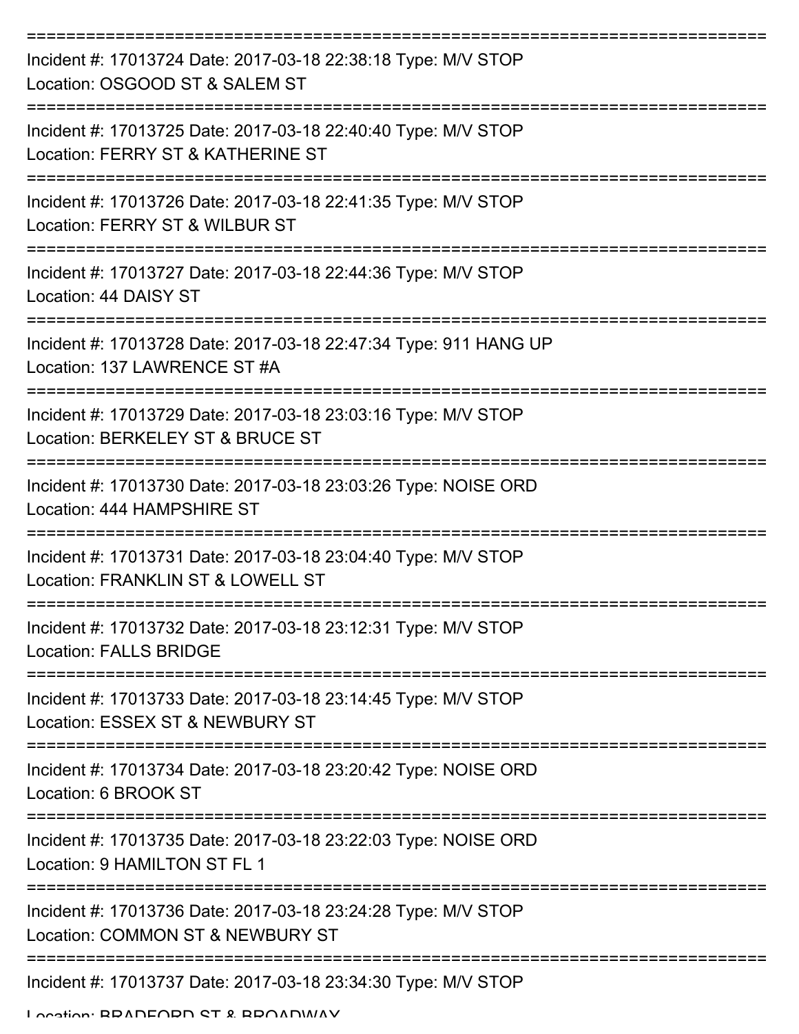===========================================================================

Incident #: 17013724 Date: 2017-03-18 22:38:18 Type: M/V STOP
Location: OSGOOD ST & SALEM ST

===========================================================================

Incident #: 17013725 Date: 2017-03-18 22:40:40 Type: M/V STOP
Location: FERRY ST & KATHERINE ST

===========================================================================

Incident #: 17013726 Date: 2017-03-18 22:41:35 Type: M/V STOP
Location: FERRY ST & WILBUR ST

===========================================================================

Incident #: 17013727 Date: 2017-03-18 22:44:36 Type: M/V STOP
Location: 44 DAISY ST

===========================================================================

Incident #: 17013728 Date: 2017-03-18 22:47:34 Type: 911 HANG UP
Location: 137 LAWRENCE ST #A

===========================================================================

Incident #: 17013729 Date: 2017-03-18 23:03:16 Type: M/V STOP
Location: BERKELEY ST & BRUCE ST

===========================================================================

Incident #: 17013730 Date: 2017-03-18 23:03:26 Type: NOISE ORD
Location: 444 HAMPSHIRE ST

===========================================================================

Incident #: 17013731 Date: 2017-03-18 23:04:40 Type: M/V STOP
Location: FRANKLIN ST & LOWELL ST

===========================================================================

Incident #: 17013732 Date: 2017-03-18 23:12:31 Type: M/V STOP
Location: FALLS BRIDGE

===========================================================================

Incident #: 17013733 Date: 2017-03-18 23:14:45 Type: M/V STOP
Location: ESSEX ST & NEWBURY ST

===========================================================================

Incident #: 17013734 Date: 2017-03-18 23:20:42 Type: NOISE ORD
Location: 6 BROOK ST

===========================================================================

Incident #: 17013735 Date: 2017-03-18 23:22:03 Type: NOISE ORD
Location: 9 HAMILTON ST FL 1

===========================================================================

Incident #: 17013736 Date: 2017-03-18 23:24:28 Type: M/V STOP
Location: COMMON ST & NEWBURY ST

===========================================================================

Incident #: 17013737 Date: 2017-03-18 23:34:30 Type: M/V STOP
Location: BRADFORD ST & BROADWAY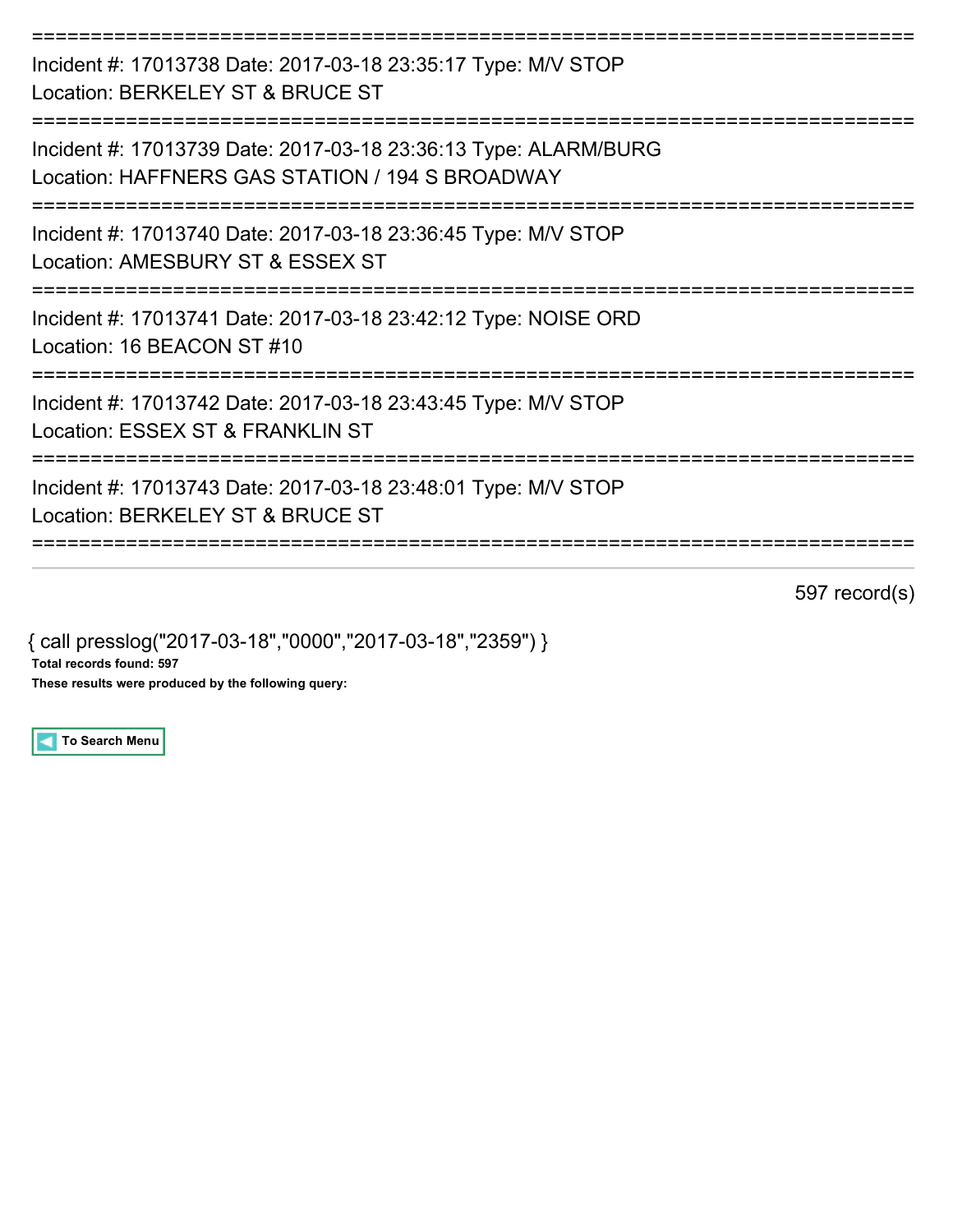===========================================================================

Incident #: 17013738 Date: 2017-03-18 23:35:17 Type: M/V STOP
Location: BERKELEY ST & BRUCE ST

===========================================================================

Incident #: 17013739 Date: 2017-03-18 23:36:13 Type: ALARM/BURG
Location: HAFFNERS GAS STATION / 194 S BROADWAY

===========================================================================

Incident #: 17013740 Date: 2017-03-18 23:36:45 Type: M/V STOP
Location: AMESBURY ST & ESSEX ST

===========================================================================

Incident #: 17013741 Date: 2017-03-18 23:42:12 Type: NOISE ORD
Location: 16 BEACON ST #10

===========================================================================

Incident #: 17013742 Date: 2017-03-18 23:43:45 Type: M/V STOP
Location: ESSEX ST & FRANKLIN ST

===========================================================================

Incident #: 17013743 Date: 2017-03-18 23:48:01 Type: M/V STOP
Location: BERKELEY ST & BRUCE ST

===========================================================================

597 record(s)

{ call presslog("2017-03-18","0000","2017-03-18","2359") }

**Total records found: 597**

**These results were produced by the following query:**

To Search Menu